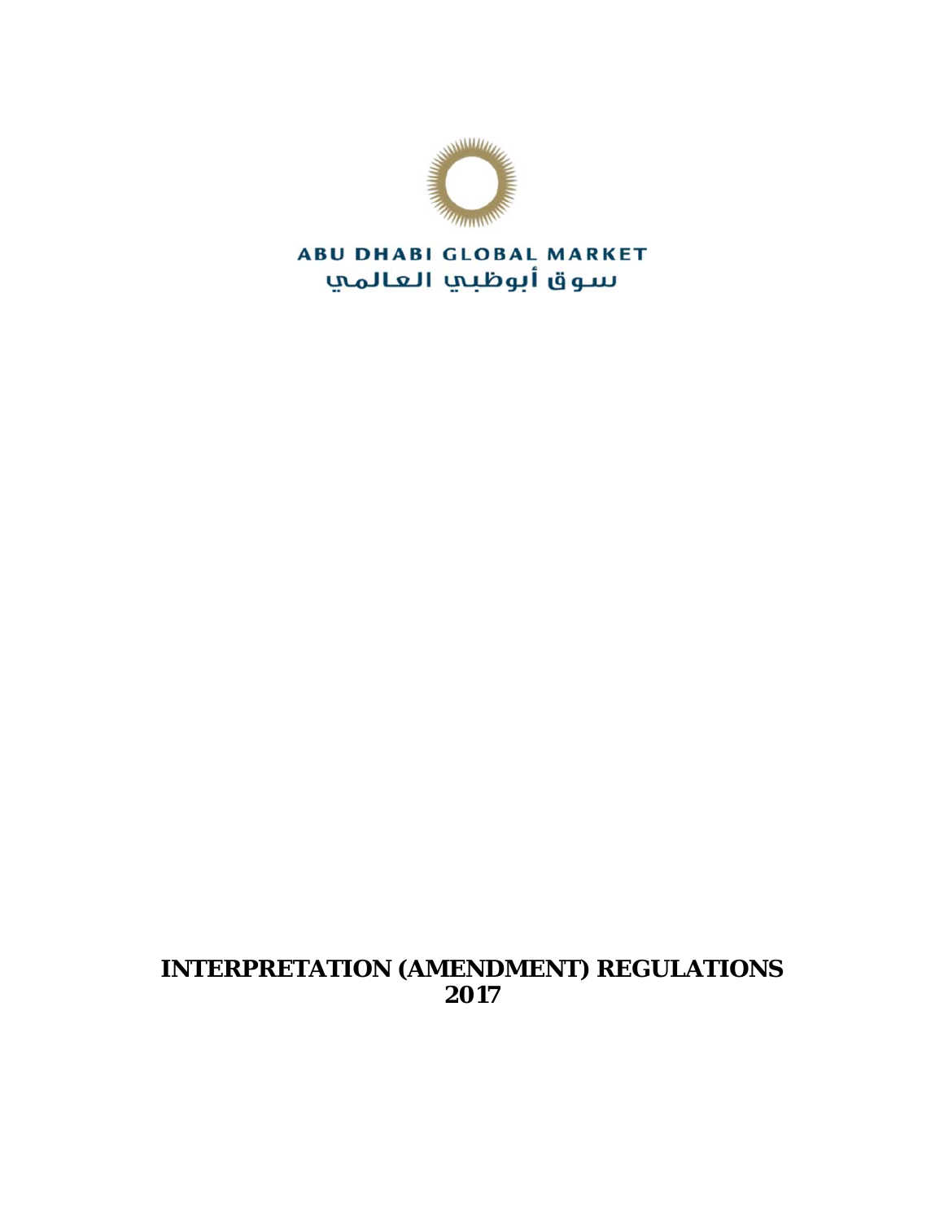ABU DHABI GLOBAL MARKET

سوق أبوظبي العالمي

# INTERPRETATION (AMENDMENT) REGULATIONS 2017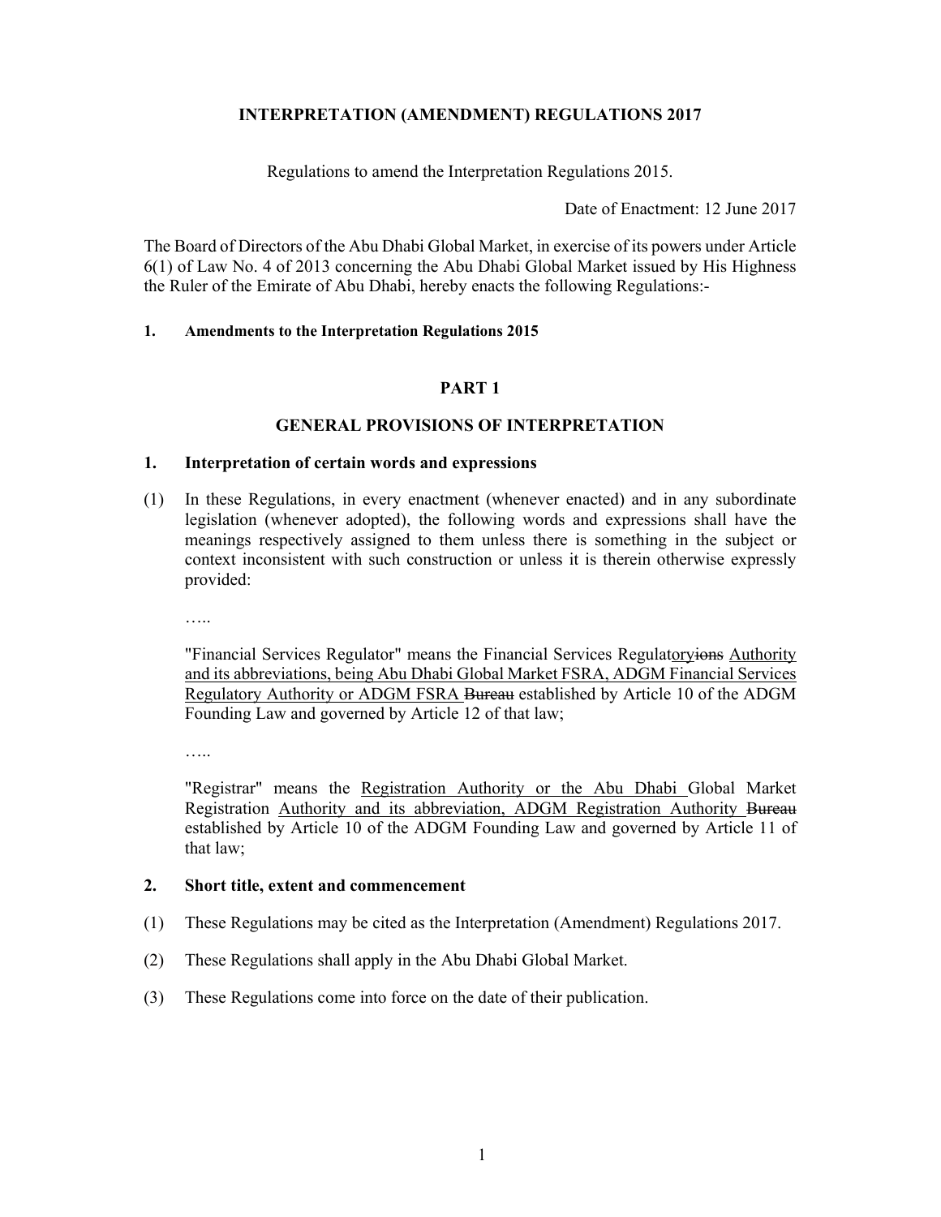# INTERPRETATION (AMENDMENT) REGULATIONS 2017

Regulations to amend the Interpretation Regulations 2015.

Date of Enactment: 12 June 2017

The Board of Directors of the Abu Dhabi Global Market, in exercise of its powers under Article 6(1) of Law No. 4 of 2013 concerning the Abu Dhabi Global Market issued by His Highness the Ruler of the Emirate of Abu Dhabi, hereby enacts the following Regulations:-

**1. Amendments to the Interpretation Regulations 2015**

## PART 1

## GENERAL PROVISIONS OF INTERPRETATION

### 1. Interpretation of certain words and expressions

(1) In these Regulations, in every enactment (whenever enacted) and in any subordinate legislation (whenever adopted), the following words and expressions shall have the meanings respectively assigned to them unless there is something in the subject or context inconsistent with such construction or unless it is therein otherwise expressly provided:

…..

"Financial Services Regulator" means the Financial Services Regulat<u>ory</u>~~ions~~ <u>Authority and its abbreviations, being Abu Dhabi Global Market FSRA, ADGM Financial Services Regulatory Authority or ADGM FSRA</u> ~~Bureau~~ established by Article 10 of the ADGM Founding Law and governed by Article 12 of that law;

…..

"Registrar" means the <u>Registration Authority or the Abu Dhabi</u> Global Market Registration <u>Authority and its abbreviation, ADGM Registration Authority</u> ~~Bureau~~ established by Article 10 of the ADGM Founding Law and governed by Article 11 of that law;

### 2. Short title, extent and commencement

(1) These Regulations may be cited as the Interpretation (Amendment) Regulations 2017.

(2) These Regulations shall apply in the Abu Dhabi Global Market.

(3) These Regulations come into force on the date of their publication.